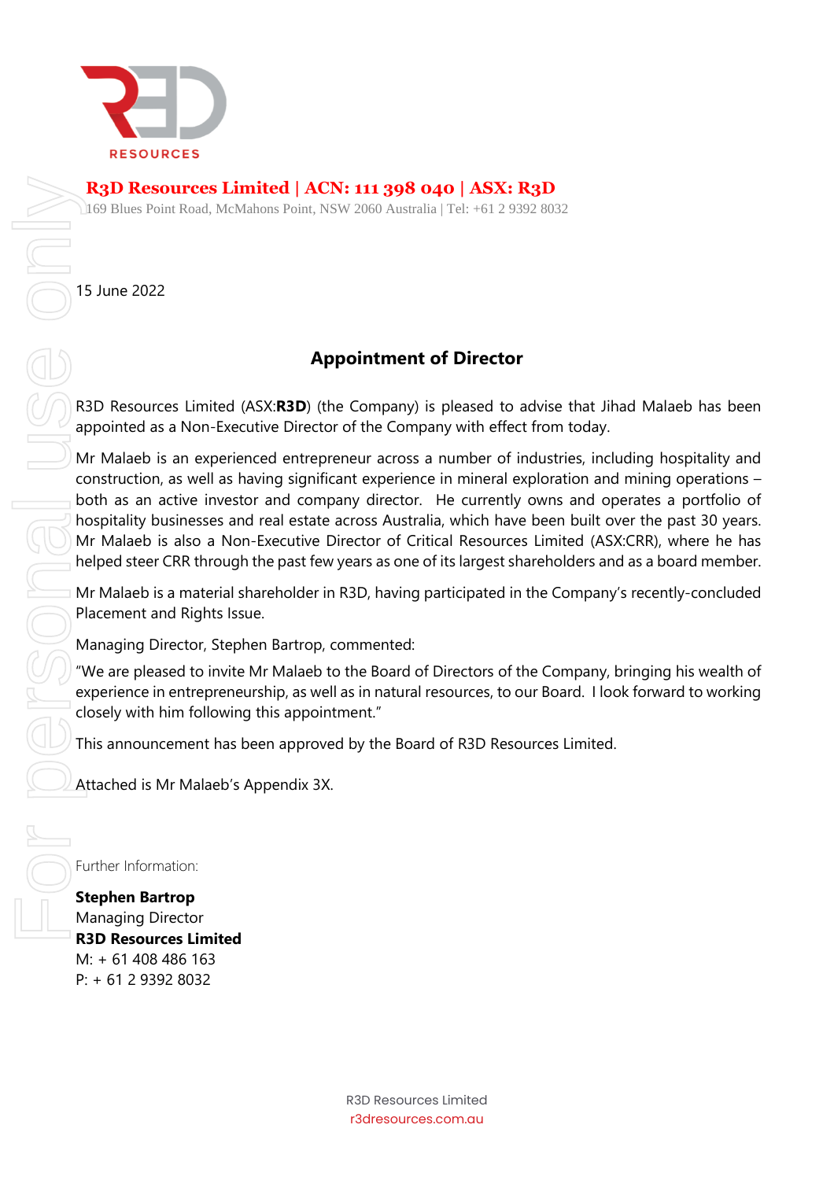**R3D Resources Limited | ACN: 111 398 040 | ASX: R3D**

169 Blues Point Road, McMahons Point, NSW 2060 Australia | Tel: +61 2 9392 8032

15 June 2022

## Appointment of Director

R3D Resources Limited (ASX:**R3D**) (the Company) is pleased to advise that Jihad Malaeb has been appointed as a Non-Executive Director of the Company with effect from today.

Mr Malaeb is an experienced entrepreneur across a number of industries, including hospitality and construction, as well as having significant experience in mineral exploration and mining operations – both as an active investor and company director. He currently owns and operates a portfolio of hospitality businesses and real estate across Australia, which have been built over the past 30 years. Mr Malaeb is also a Non-Executive Director of Critical Resources Limited (ASX:CRR), where he has helped steer CRR through the past few years as one of its largest shareholders and as a board member.

Mr Malaeb is a material shareholder in R3D, having participated in the Company's recently-concluded Placement and Rights Issue.

Managing Director, Stephen Bartrop, commented:

"We are pleased to invite Mr Malaeb to the Board of Directors of the Company, bringing his wealth of experience in entrepreneurship, as well as in natural resources, to our Board. I look forward to working closely with him following this appointment."

This announcement has been approved by the Board of R3D Resources Limited.

Attached is Mr Malaeb's Appendix 3X.

Further Information:

**Stephen Bartrop**
Managing Director
**R3D Resources Limited**
M: + 61 408 486 163
P: + 61 2 9392 8032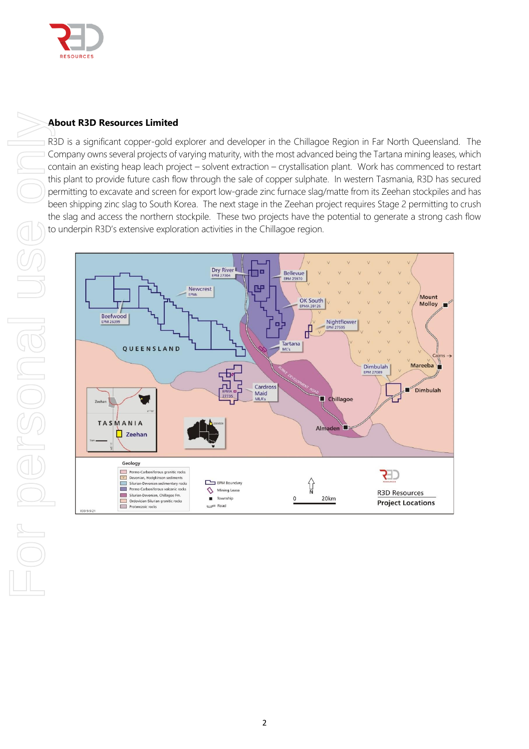## About R3D Resources Limited

R3D is a significant copper-gold explorer and developer in the Chillagoe Region in Far North Queensland. The Company owns several projects of varying maturity, with the most advanced being the Tartana mining leases, which contain an existing heap leach project – solvent extraction – crystallisation plant. Work has commenced to restart this plant to provide future cash flow through the sale of copper sulphate. In western Tasmania, R3D has secured permitting to excavate and screen for export low-grade zinc furnace slag/matte from its Zeehan stockpiles and has been shipping zinc slag to South Korea. The next stage in the Zeehan project requires Stage 2 permitting to crush the slag and access the northern stockpile. These two projects have the potential to generate a strong cash flow to underpin R3D's extensive exploration activities in the Chillagoe region.

Dry River
EPM 27304
Bellevue
EPM 25970
Newcrest
EPMs
OK South
EPMA 28126
Mount
Molloy
Beefwood
EPM 26399
Nightflower
EPM 27595
QUEENSLAND
Tartana
ML's
Cairns
Dimbulah
EPM 27089
Mareeba
Cardross
Maid
MLA's
EPMA
27735
BURKE DEVELOPMENT ROAD
Chillagoe
Dimbulah
Zeehan
TASMANIA
Zeehan
LOCATION
Almaden

Geology
Permo-Carboniferous granitic rocks
Devonian, Hodgkinson sediments
Silurian-Devonian sedimentary rocks
Permo-Carboniferous volcanic rocks
Silurian-Devonian, Chillagoe Fm.
Ordovician-Silurian granitic rocks
Proterozoic rocks

EPM Boundary
Mining Lease
Township
Road

N
0
20km

R3D Resources
Project Locations

R3D-9-9-21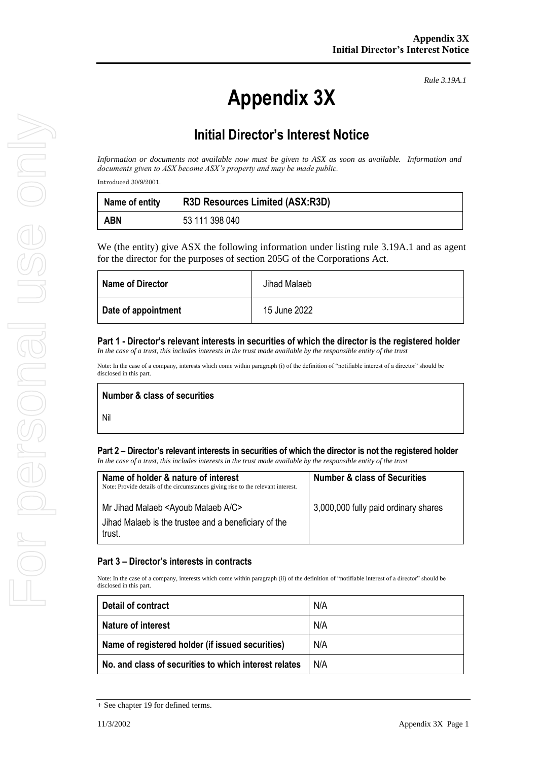*Rule 3.19A.1*

# Appendix 3X

## Initial Director's Interest Notice

*Information or documents not available now must be given to ASX as soon as available. Information and documents given to ASX become ASX's property and may be made public.*

Introduced 30/9/2001.

| | |
|---|---|
| **Name of entity** | **R3D Resources Limited (ASX:R3D)** |
| **ABN** | 53 111 398 040 |

We (the entity) give ASX the following information under listing rule 3.19A.1 and as agent for the director for the purposes of section 205G of the Corporations Act.

| | |
|---|---|
| **Name of Director** | Jihad Malaeb |
| **Date of appointment** | 15 June 2022 |

### Part 1 - Director's relevant interests in securities of which the director is the registered holder

*In the case of a trust, this includes interests in the trust made available by the responsible entity of the trust*

Note: In the case of a company, interests which come within paragraph (i) of the definition of "notifiable interest of a director" should be disclosed in this part.

| **Number & class of securities** |
|---|
| Nil |

### Part 2 – Director's relevant interests in securities of which the director is not the registered holder

*In the case of a trust, this includes interests in the trust made available by the responsible entity of the trust*

| **Name of holder & nature of interest**<br>Note: Provide details of the circumstances giving rise to the relevant interest. | **Number & class of Securities** |
|---|---|
| Mr Jihad Malaeb <Ayoub Malaeb A/C><br>Jihad Malaeb is the trustee and a beneficiary of the trust. | 3,000,000 fully paid ordinary shares |

### Part 3 – Director's interests in contracts

Note: In the case of a company, interests which come within paragraph (ii) of the definition of "notifiable interest of a director" should be disclosed in this part.

| | |
|---|---|
| **Detail of contract** | N/A |
| **Nature of interest** | N/A |
| **Name of registered holder (if issued securities)** | N/A |
| **No. and class of securities to which interest relates** | N/A |

+ See chapter 19 for defined terms.